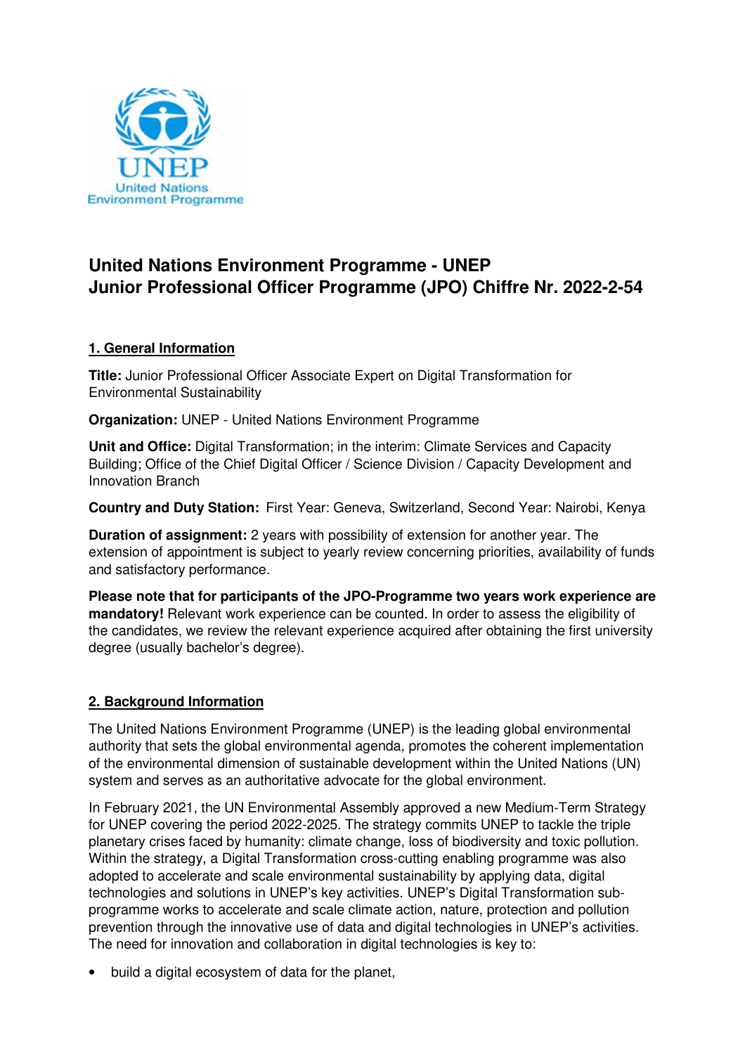# United Nations Environment Programme - UNEP
# Junior Professional Officer Programme (JPO) Chiffre Nr. 2022-2-54

## 1. General Information

**Title:** Junior Professional Officer Associate Expert on Digital Transformation for Environmental Sustainability

**Organization:** UNEP - United Nations Environment Programme

**Unit and Office:** Digital Transformation; in the interim: Climate Services and Capacity Building; Office of the Chief Digital Officer / Science Division / Capacity Development and Innovation Branch

**Country and Duty Station:** First Year: Geneva, Switzerland, Second Year: Nairobi, Kenya

**Duration of assignment:** 2 years with possibility of extension for another year. The extension of appointment is subject to yearly review concerning priorities, availability of funds and satisfactory performance.

**Please note that for participants of the JPO-Programme two years work experience are mandatory!** Relevant work experience can be counted. In order to assess the eligibility of the candidates, we review the relevant experience acquired after obtaining the first university degree (usually bachelor's degree).

## 2. Background Information

The United Nations Environment Programme (UNEP) is the leading global environmental authority that sets the global environmental agenda, promotes the coherent implementation of the environmental dimension of sustainable development within the United Nations (UN) system and serves as an authoritative advocate for the global environment.

In February 2021, the UN Environmental Assembly approved a new Medium-Term Strategy for UNEP covering the period 2022-2025. The strategy commits UNEP to tackle the triple planetary crises faced by humanity: climate change, loss of biodiversity and toxic pollution. Within the strategy, a Digital Transformation cross-cutting enabling programme was also adopted to accelerate and scale environmental sustainability by applying data, digital technologies and solutions in UNEP's key activities. UNEP's Digital Transformation sub-programme works to accelerate and scale climate action, nature, protection and pollution prevention through the innovative use of data and digital technologies in UNEP's activities. The need for innovation and collaboration in digital technologies is key to:

- build a digital ecosystem of data for the planet,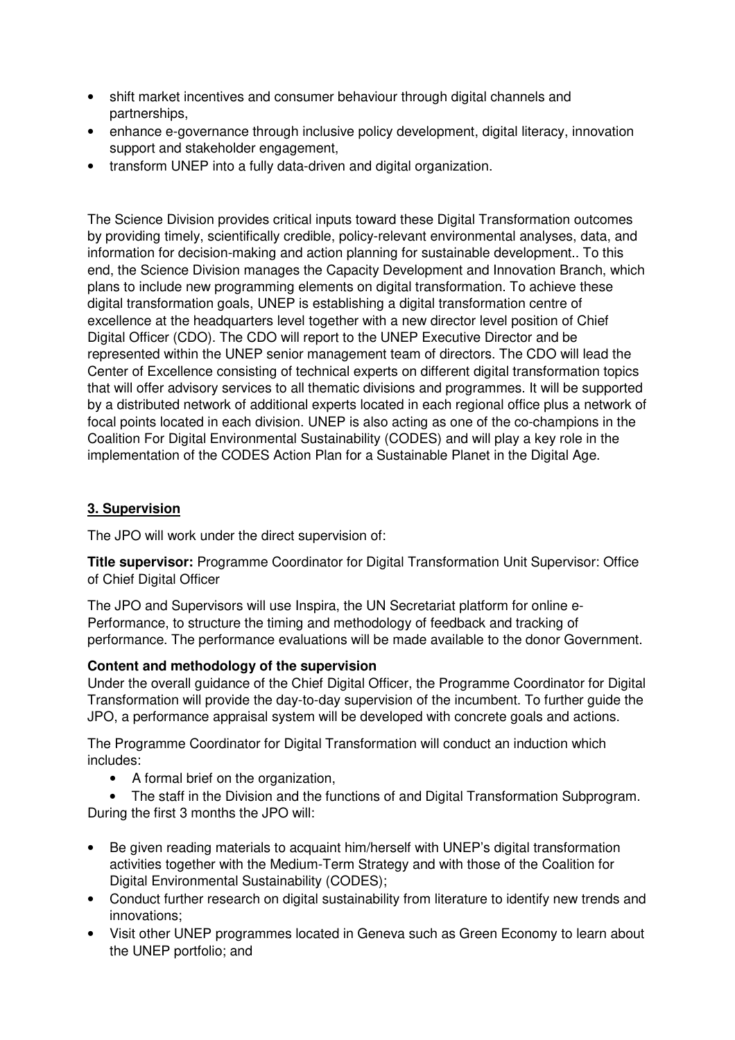- shift market incentives and consumer behaviour through digital channels and partnerships,
- enhance e-governance through inclusive policy development, digital literacy, innovation support and stakeholder engagement,
- transform UNEP into a fully data-driven and digital organization.

The Science Division provides critical inputs toward these Digital Transformation outcomes by providing timely, scientifically credible, policy-relevant environmental analyses, data, and information for decision-making and action planning for sustainable development.. To this end, the Science Division manages the Capacity Development and Innovation Branch, which plans to include new programming elements on digital transformation. To achieve these digital transformation goals, UNEP is establishing a digital transformation centre of excellence at the headquarters level together with a new director level position of Chief Digital Officer (CDO). The CDO will report to the UNEP Executive Director and be represented within the UNEP senior management team of directors. The CDO will lead the Center of Excellence consisting of technical experts on different digital transformation topics that will offer advisory services to all thematic divisions and programmes. It will be supported by a distributed network of additional experts located in each regional office plus a network of focal points located in each division. UNEP is also acting as one of the co-champions in the Coalition For Digital Environmental Sustainability (CODES) and will play a key role in the implementation of the CODES Action Plan for a Sustainable Planet in the Digital Age.

## 3. Supervision

The JPO will work under the direct supervision of:

**Title supervisor:** Programme Coordinator for Digital Transformation Unit Supervisor: Office of Chief Digital Officer

The JPO and Supervisors will use Inspira, the UN Secretariat platform for online e-Performance, to structure the timing and methodology of feedback and tracking of performance. The performance evaluations will be made available to the donor Government.

**Content and methodology of the supervision**

Under the overall guidance of the Chief Digital Officer, the Programme Coordinator for Digital Transformation will provide the day-to-day supervision of the incumbent. To further guide the JPO, a performance appraisal system will be developed with concrete goals and actions.

The Programme Coordinator for Digital Transformation will conduct an induction which includes:

- A formal brief on the organization,
- The staff in the Division and the functions of and Digital Transformation Subprogram.

During the first 3 months the JPO will:

- Be given reading materials to acquaint him/herself with UNEP's digital transformation activities together with the Medium-Term Strategy and with those of the Coalition for Digital Environmental Sustainability (CODES);
- Conduct further research on digital sustainability from literature to identify new trends and innovations;
- Visit other UNEP programmes located in Geneva such as Green Economy to learn about the UNEP portfolio; and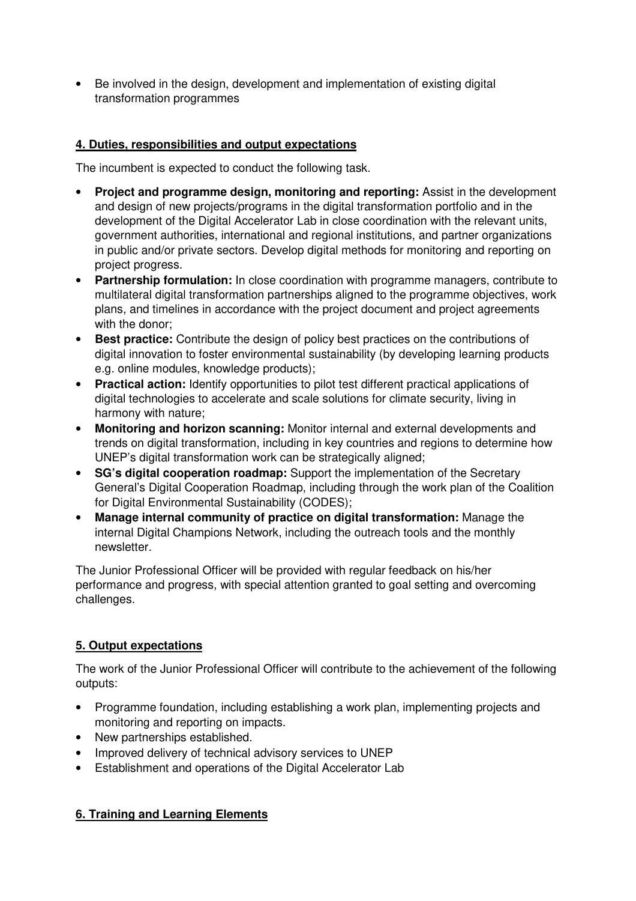- Be involved in the design, development and implementation of existing digital transformation programmes

## 4. Duties, responsibilities and output expectations

The incumbent is expected to conduct the following task.

- **Project and programme design, monitoring and reporting:** Assist in the development and design of new projects/programs in the digital transformation portfolio and in the development of the Digital Accelerator Lab in close coordination with the relevant units, government authorities, international and regional institutions, and partner organizations in public and/or private sectors. Develop digital methods for monitoring and reporting on project progress.
- **Partnership formulation:** In close coordination with programme managers, contribute to multilateral digital transformation partnerships aligned to the programme objectives, work plans, and timelines in accordance with the project document and project agreements with the donor;
- **Best practice:** Contribute the design of policy best practices on the contributions of digital innovation to foster environmental sustainability (by developing learning products e.g. online modules, knowledge products);
- **Practical action:** Identify opportunities to pilot test different practical applications of digital technologies to accelerate and scale solutions for climate security, living in harmony with nature;
- **Monitoring and horizon scanning:** Monitor internal and external developments and trends on digital transformation, including in key countries and regions to determine how UNEP's digital transformation work can be strategically aligned;
- **SG's digital cooperation roadmap:** Support the implementation of the Secretary General's Digital Cooperation Roadmap, including through the work plan of the Coalition for Digital Environmental Sustainability (CODES);
- **Manage internal community of practice on digital transformation:** Manage the internal Digital Champions Network, including the outreach tools and the monthly newsletter.

The Junior Professional Officer will be provided with regular feedback on his/her performance and progress, with special attention granted to goal setting and overcoming challenges.

## 5. Output expectations

The work of the Junior Professional Officer will contribute to the achievement of the following outputs:

- Programme foundation, including establishing a work plan, implementing projects and monitoring and reporting on impacts.
- New partnerships established.
- Improved delivery of technical advisory services to UNEP
- Establishment and operations of the Digital Accelerator Lab

## 6. Training and Learning Elements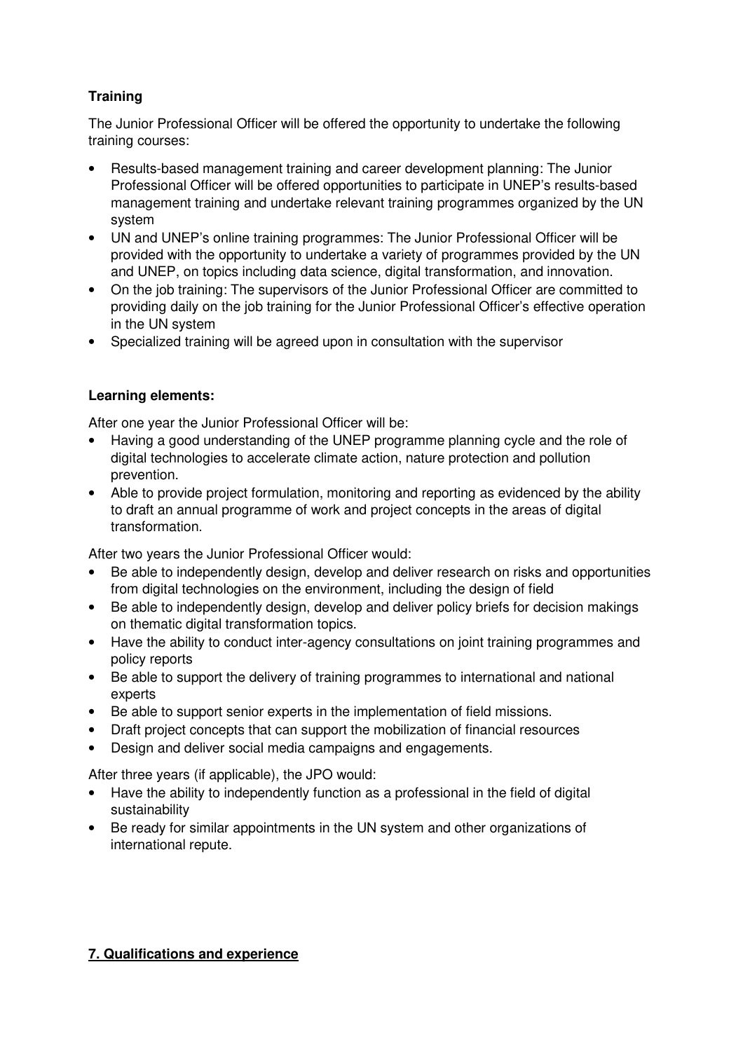**Training**

The Junior Professional Officer will be offered the opportunity to undertake the following training courses:

- Results-based management training and career development planning: The Junior Professional Officer will be offered opportunities to participate in UNEP's results-based management training and undertake relevant training programmes organized by the UN system
- UN and UNEP's online training programmes: The Junior Professional Officer will be provided with the opportunity to undertake a variety of programmes provided by the UN and UNEP, on topics including data science, digital transformation, and innovation.
- On the job training: The supervisors of the Junior Professional Officer are committed to providing daily on the job training for the Junior Professional Officer's effective operation in the UN system
- Specialized training will be agreed upon in consultation with the supervisor

**Learning elements:**

After one year the Junior Professional Officer will be:

- Having a good understanding of the UNEP programme planning cycle and the role of digital technologies to accelerate climate action, nature protection and pollution prevention.
- Able to provide project formulation, monitoring and reporting as evidenced by the ability to draft an annual programme of work and project concepts in the areas of digital transformation.

After two years the Junior Professional Officer would:

- Be able to independently design, develop and deliver research on risks and opportunities from digital technologies on the environment, including the design of field
- Be able to independently design, develop and deliver policy briefs for decision makings on thematic digital transformation topics.
- Have the ability to conduct inter-agency consultations on joint training programmes and policy reports
- Be able to support the delivery of training programmes to international and national experts
- Be able to support senior experts in the implementation of field missions.
- Draft project concepts that can support the mobilization of financial resources
- Design and deliver social media campaigns and engagements.

After three years (if applicable), the JPO would:

- Have the ability to independently function as a professional in the field of digital sustainability
- Be ready for similar appointments in the UN system and other organizations of international repute.

**7. Qualifications and experience**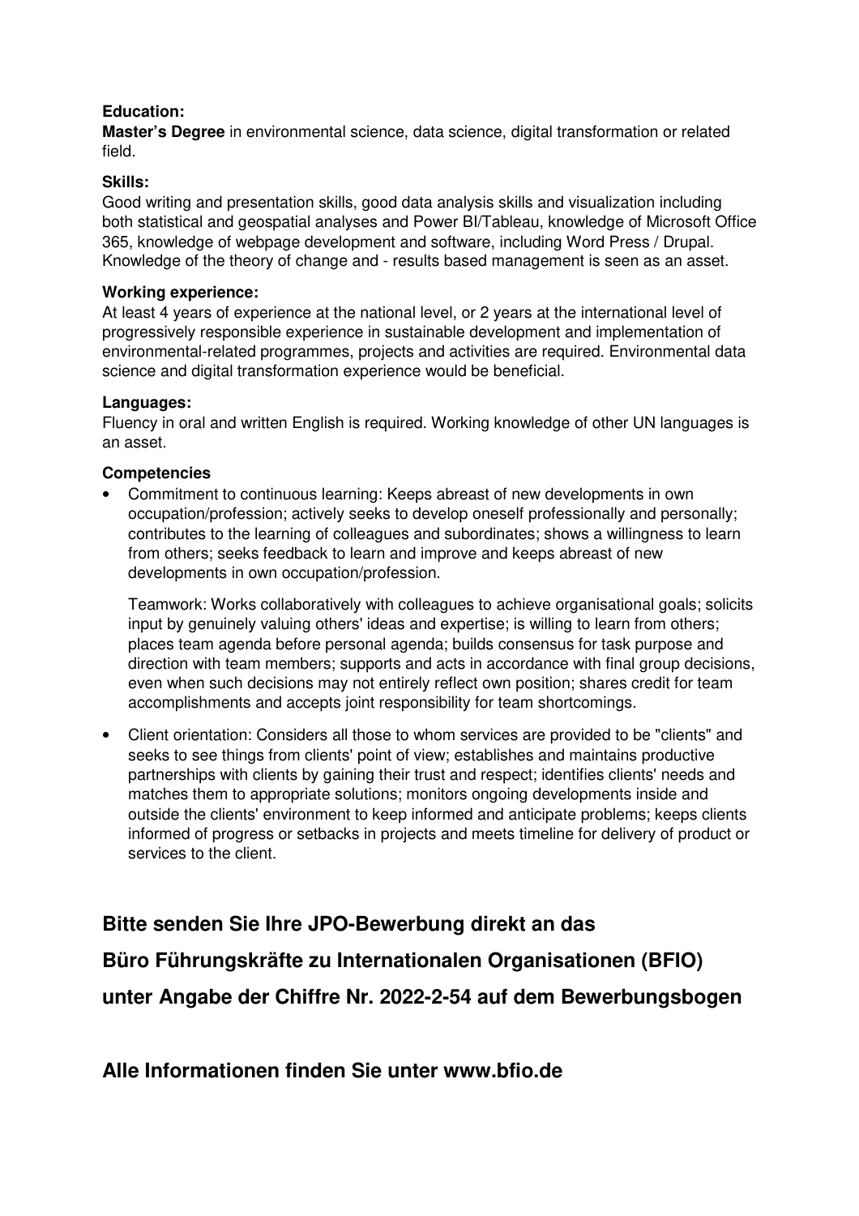**Education:**
**Master's Degree** in environmental science, data science, digital transformation or related field.

**Skills:**
Good writing and presentation skills, good data analysis skills and visualization including both statistical and geospatial analyses and Power BI/Tableau, knowledge of Microsoft Office 365, knowledge of webpage development and software, including Word Press / Drupal. Knowledge of the theory of change and - results based management is seen as an asset.

**Working experience:**
At least 4 years of experience at the national level, or 2 years at the international level of progressively responsible experience in sustainable development and implementation of environmental-related programmes, projects and activities are required. Environmental data science and digital transformation experience would be beneficial.

**Languages:**
Fluency in oral and written English is required. Working knowledge of other UN languages is an asset.

**Competencies**

- Commitment to continuous learning: Keeps abreast of new developments in own occupation/profession; actively seeks to develop oneself professionally and personally; contributes to the learning of colleagues and subordinates; shows a willingness to learn from others; seeks feedback to learn and improve and keeps abreast of new developments in own occupation/profession.

  Teamwork: Works collaboratively with colleagues to achieve organisational goals; solicits input by genuinely valuing others' ideas and expertise; is willing to learn from others; places team agenda before personal agenda; builds consensus for task purpose and direction with team members; supports and acts in accordance with final group decisions, even when such decisions may not entirely reflect own position; shares credit for team accomplishments and accepts joint responsibility for team shortcomings.

- Client orientation: Considers all those to whom services are provided to be "clients" and seeks to see things from clients' point of view; establishes and maintains productive partnerships with clients by gaining their trust and respect; identifies clients' needs and matches them to appropriate solutions; monitors ongoing developments inside and outside the clients' environment to keep informed and anticipate problems; keeps clients informed of progress or setbacks in projects and meets timeline for delivery of product or services to the client.

## Bitte senden Sie Ihre JPO-Bewerbung direkt an das

## Büro Führungskräfte zu Internationalen Organisationen (BFIO)

## unter Angabe der Chiffre Nr. 2022-2-54 auf dem Bewerbungsbogen

## Alle Informationen finden Sie unter www.bfio.de